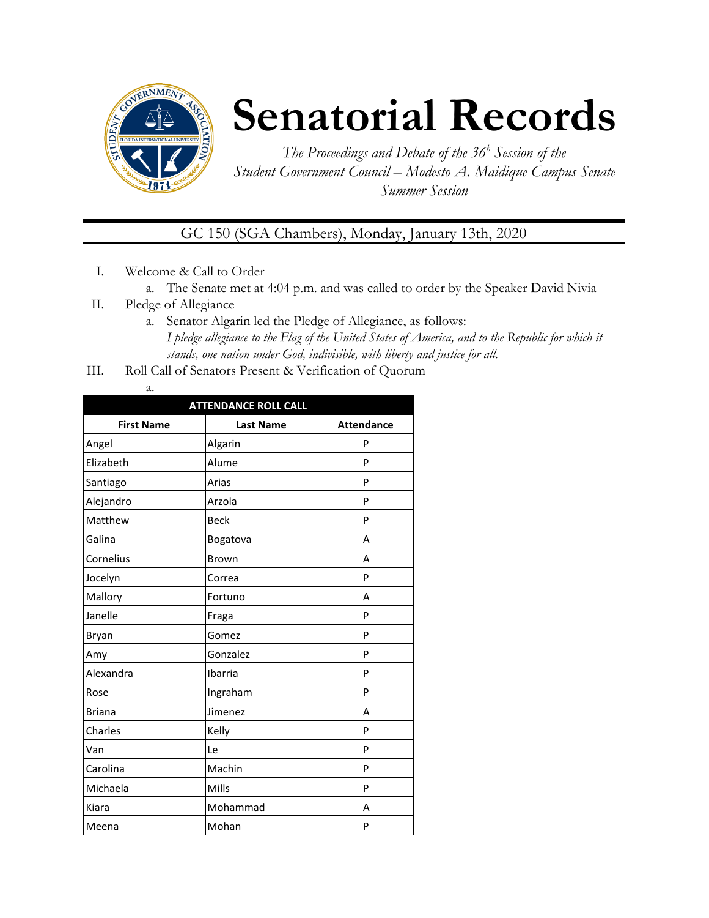# Senatorial Records

*The Proceedings and Debate of the 36[h] Session of the Student Government Council – Modesto A. Maidique Campus Senate Summer Session*

GC 150 (SGA Chambers), Monday, January 13th, 2020

I. Welcome & Call to Order
   a. The Senate met at 4:04 p.m. and was called to order by the Speaker David Nivia

II. Pledge of Allegiance
   a. Senator Algarin led the Pledge of Allegiance, as follows:
      *I pledge allegiance to the Flag of the United States of America, and to the Republic for which it stands, one nation under God, indivisible, with liberty and justice for all.*

III. Roll Call of Senators Present & Verification of Quorum
   a.

| ATTENDANCE ROLL CALL | | |
|---|---|---|
| **First Name** | **Last Name** | **Attendance** |
| Angel | Algarin | P |
| Elizabeth | Alume | P |
| Santiago | Arias | P |
| Alejandro | Arzola | P |
| Matthew | Beck | P |
| Galina | Bogatova | A |
| Cornelius | Brown | A |
| Jocelyn | Correa | P |
| Mallory | Fortuno | A |
| Janelle | Fraga | P |
| Bryan | Gomez | P |
| Amy | Gonzalez | P |
| Alexandra | Ibarria | P |
| Rose | Ingraham | P |
| Briana | Jimenez | A |
| Charles | Kelly | P |
| Van | Le | P |
| Carolina | Machin | P |
| Michaela | Mills | P |
| Kiara | Mohammad | A |
| Meena | Mohan | P |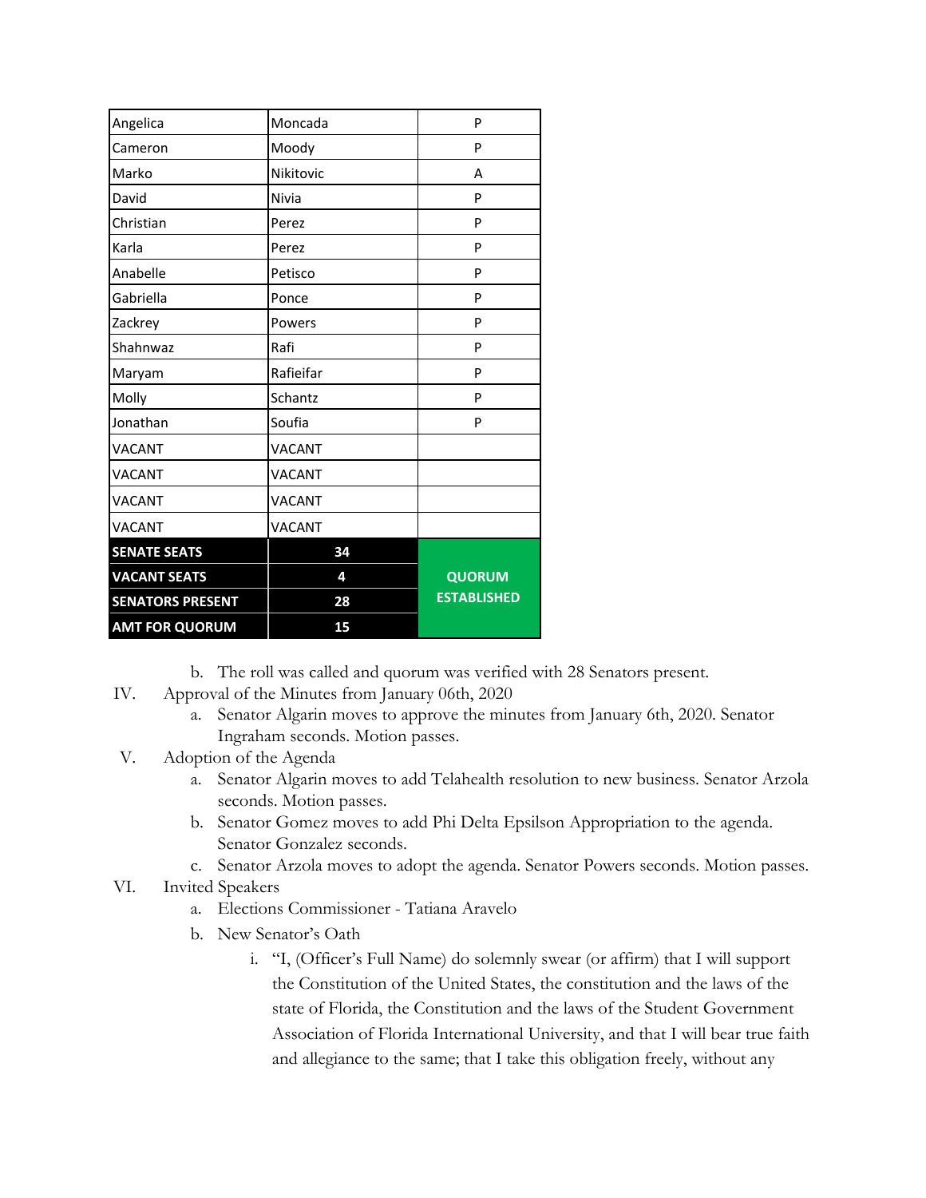| Angelica | Moncada | P |
|---|---|---|
| Cameron | Moody | P |
| Marko | Nikitovic | A |
| David | Nivia | P |
| Christian | Perez | P |
| Karla | Perez | P |
| Anabelle | Petisco | P |
| Gabriella | Ponce | P |
| Zackrey | Powers | P |
| Shahnwaz | Rafi | P |
| Maryam | Rafieifar | P |
| Molly | Schantz | P |
| Jonathan | Soufia | P |
| VACANT | VACANT | |
| VACANT | VACANT | |
| VACANT | VACANT | |
| VACANT | VACANT | |
| **SENATE SEATS** | **34** | **QUORUM ESTABLISHED** |
| **VACANT SEATS** | **4** | |
| **SENATORS PRESENT** | **28** | |
| **AMT FOR QUORUM** | **15** | |

b. The roll was called and quorum was verified with 28 Senators present.

IV. Approval of the Minutes from January 06th, 2020

a. Senator Algarin moves to approve the minutes from January 6th, 2020. Senator Ingraham seconds. Motion passes.

V. Adoption of the Agenda

a. Senator Algarin moves to add Telahealth resolution to new business. Senator Arzola seconds. Motion passes.

b. Senator Gomez moves to add Phi Delta Epsilson Appropriation to the agenda. Senator Gonzalez seconds.

c. Senator Arzola moves to adopt the agenda. Senator Powers seconds. Motion passes.

VI. Invited Speakers

a. Elections Commissioner - Tatiana Aravelo

b. New Senator's Oath

i. "I, (Officer's Full Name) do solemnly swear (or affirm) that I will support the Constitution of the United States, the constitution and the laws of the state of Florida, the Constitution and the laws of the Student Government Association of Florida International University, and that I will bear true faith and allegiance to the same; that I take this obligation freely, without any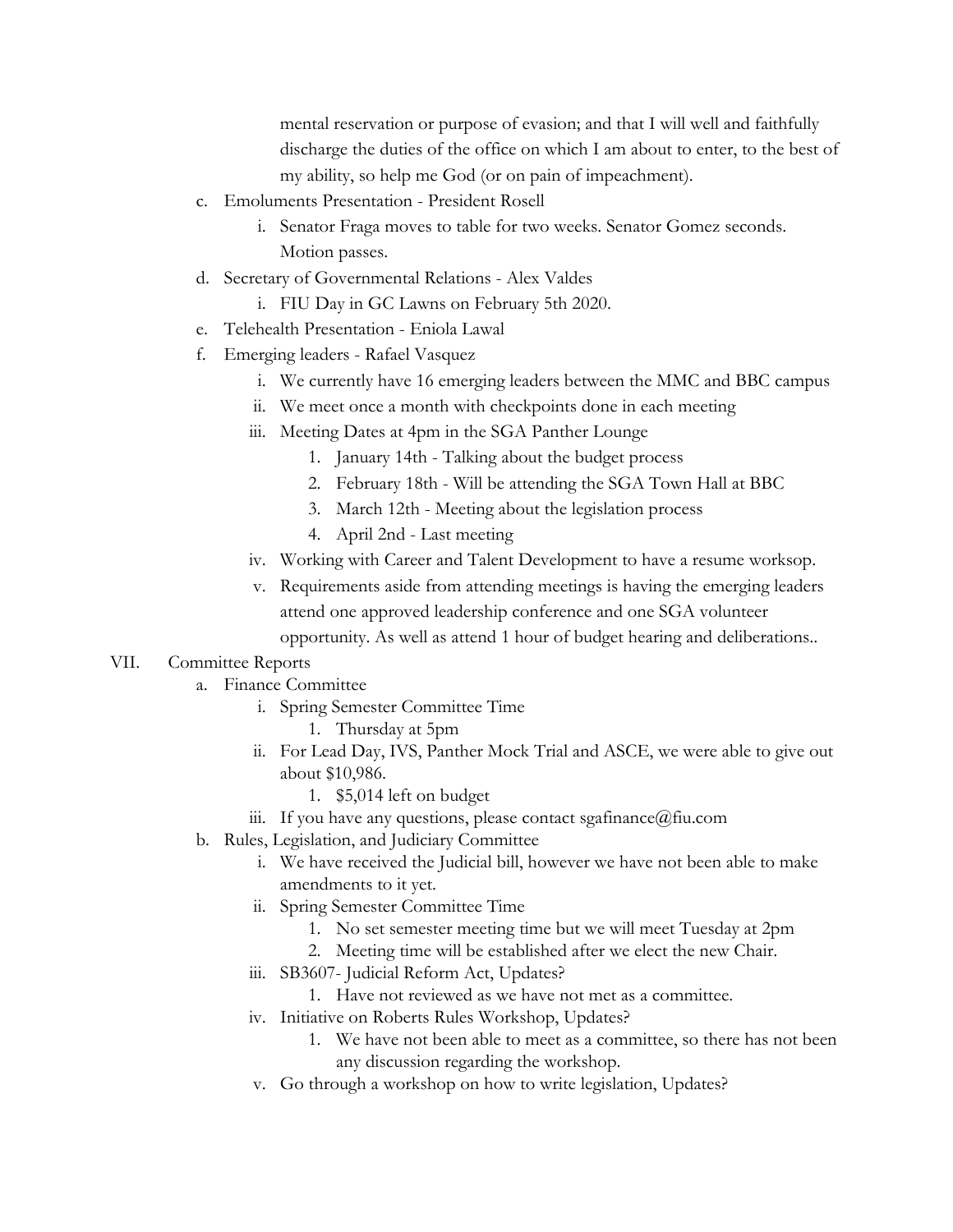mental reservation or purpose of evasion; and that I will well and faithfully discharge the duties of the office on which I am about to enter, to the best of my ability, so help me God (or on pain of impeachment).

c. Emoluments Presentation - President Rosell
   i. Senator Fraga moves to table for two weeks. Senator Gomez seconds. Motion passes.
d. Secretary of Governmental Relations - Alex Valdes
   i. FIU Day in GC Lawns on February 5th 2020.
e. Telehealth Presentation - Eniola Lawal
f. Emerging leaders - Rafael Vasquez
   i. We currently have 16 emerging leaders between the MMC and BBC campus
   ii. We meet once a month with checkpoints done in each meeting
   iii. Meeting Dates at 4pm in the SGA Panther Lounge
      1. January 14th - Talking about the budget process
      2. February 18th - Will be attending the SGA Town Hall at BBC
      3. March 12th - Meeting about the legislation process
      4. April 2nd - Last meeting
   iv. Working with Career and Talent Development to have a resume worksop.
   v. Requirements aside from attending meetings is having the emerging leaders attend one approved leadership conference and one SGA volunteer opportunity. As well as attend 1 hour of budget hearing and deliberations..

VII. Committee Reports

a. Finance Committee
   i. Spring Semester Committee Time
      1. Thursday at 5pm
   ii. For Lead Day, IVS, Panther Mock Trial and ASCE, we were able to give out about $10,986.
      1. $5,014 left on budget
   iii. If you have any questions, please contact sgafinance@fiu.com
b. Rules, Legislation, and Judiciary Committee
   i. We have received the Judicial bill, however we have not been able to make amendments to it yet.
   ii. Spring Semester Committee Time
      1. No set semester meeting time but we will meet Tuesday at 2pm
      2. Meeting time will be established after we elect the new Chair.
   iii. SB3607- Judicial Reform Act, Updates?
      1. Have not reviewed as we have not met as a committee.
   iv. Initiative on Roberts Rules Workshop, Updates?
      1. We have not been able to meet as a committee, so there has not been any discussion regarding the workshop.
   v. Go through a workshop on how to write legislation, Updates?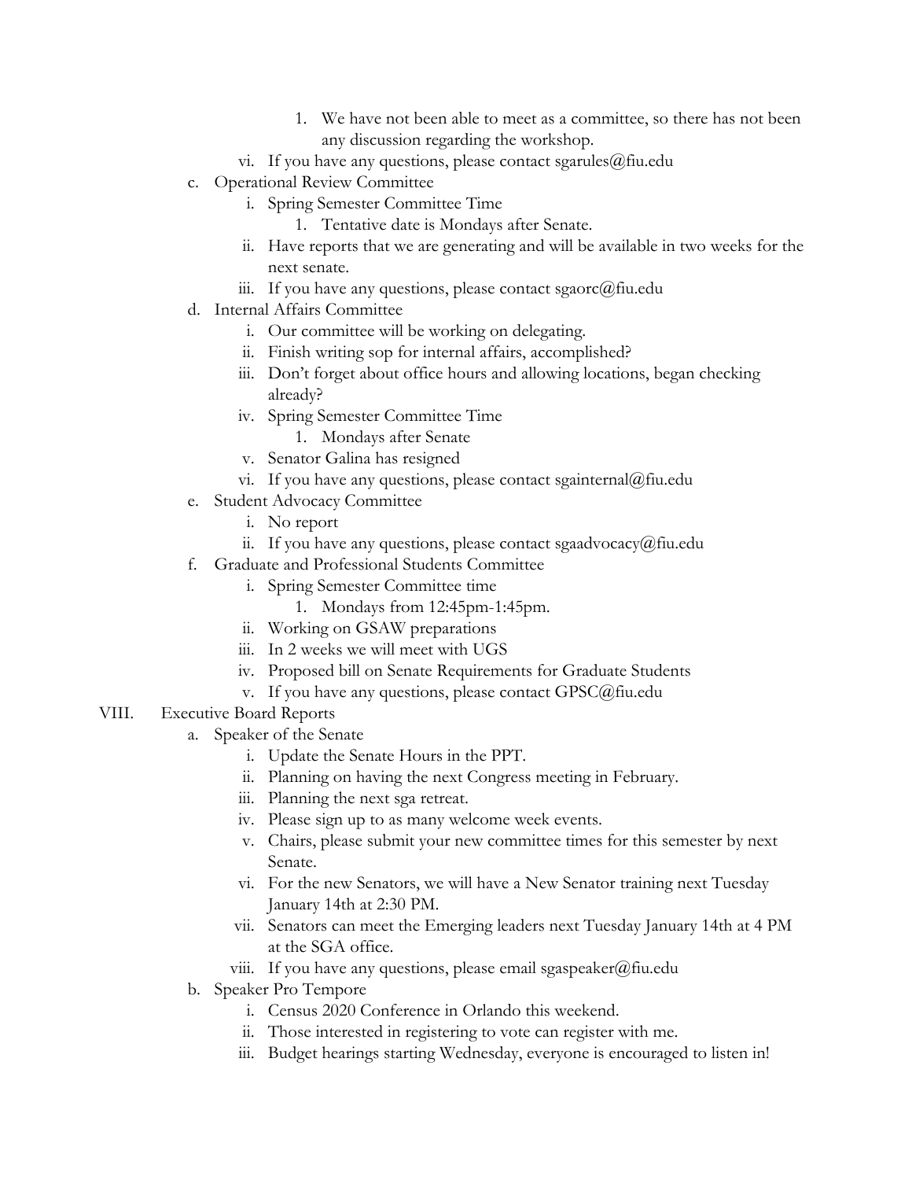1. We have not been able to meet as a committee, so there has not been any discussion regarding the workshop.

vi. If you have any questions, please contact sgarules@fiu.edu

c. Operational Review Committee
   i. Spring Semester Committee Time
      1. Tentative date is Mondays after Senate.
   ii. Have reports that we are generating and will be available in two weeks for the next senate.
   iii. If you have any questions, please contact sgaorc@fiu.edu

d. Internal Affairs Committee
   i. Our committee will be working on delegating.
   ii. Finish writing sop for internal affairs, accomplished?
   iii. Don't forget about office hours and allowing locations, began checking already?
   iv. Spring Semester Committee Time
      1. Mondays after Senate
   v. Senator Galina has resigned
   vi. If you have any questions, please contact sgainternal@fiu.edu

e. Student Advocacy Committee
   i. No report
   ii. If you have any questions, please contact sgaadvocacy@fiu.edu

f. Graduate and Professional Students Committee
   i. Spring Semester Committee time
      1. Mondays from 12:45pm-1:45pm.
   ii. Working on GSAW preparations
   iii. In 2 weeks we will meet with UGS
   iv. Proposed bill on Senate Requirements for Graduate Students
   v. If you have any questions, please contact GPSC@fiu.edu

VIII. Executive Board Reports

a. Speaker of the Senate
   i. Update the Senate Hours in the PPT.
   ii. Planning on having the next Congress meeting in February.
   iii. Planning the next sga retreat.
   iv. Please sign up to as many welcome week events.
   v. Chairs, please submit your new committee times for this semester by next Senate.
   vi. For the new Senators, we will have a New Senator training next Tuesday January 14th at 2:30 PM.
   vii. Senators can meet the Emerging leaders next Tuesday January 14th at 4 PM at the SGA office.
   viii. If you have any questions, please email sgaspeaker@fiu.edu

b. Speaker Pro Tempore
   i. Census 2020 Conference in Orlando this weekend.
   ii. Those interested in registering to vote can register with me.
   iii. Budget hearings starting Wednesday, everyone is encouraged to listen in!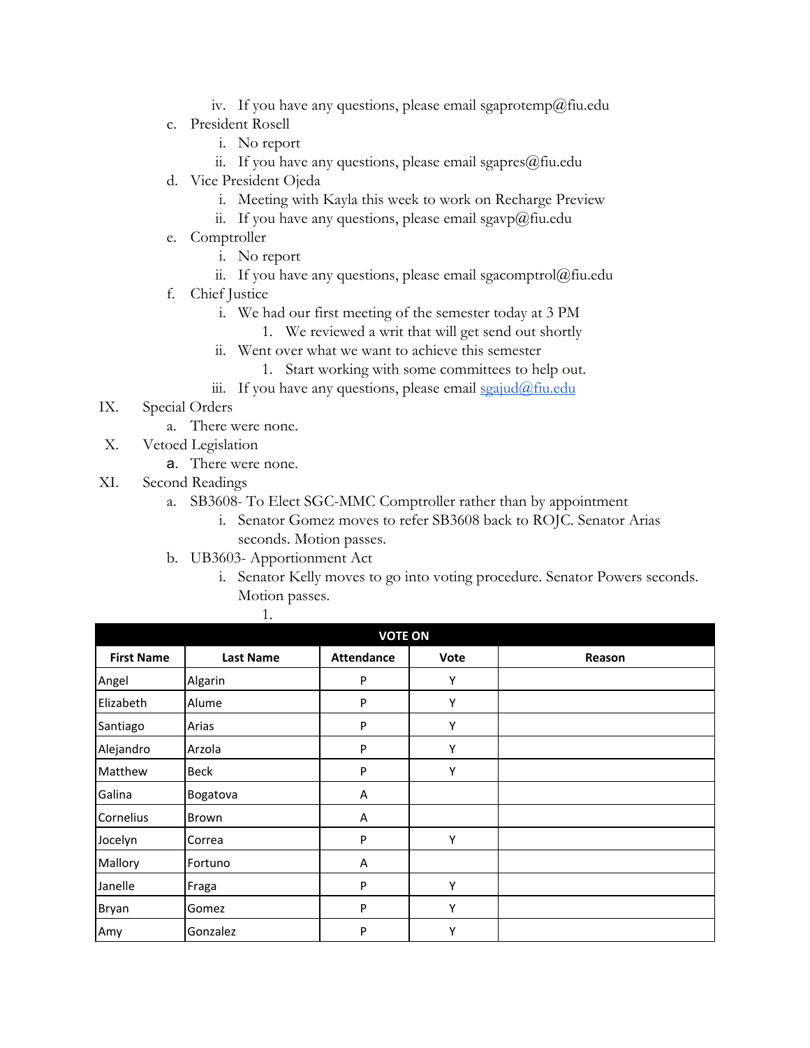iv. If you have any questions, please email sgaprotemp@fiu.edu

c. President Rosell
   i. No report
   ii. If you have any questions, please email sgapres@fiu.edu

d. Vice President Ojeda
   i. Meeting with Kayla this week to work on Recharge Preview
   ii. If you have any questions, please email sgavp@fiu.edu

e. Comptroller
   i. No report
   ii. If you have any questions, please email sgacomptrol@fiu.edu

f. Chief Justice
   i. We had our first meeting of the semester today at 3 PM
      1. We reviewed a writ that will get send out shortly
   ii. Went over what we want to achieve this semester
      1. Start working with some committees to help out.
   iii. If you have any questions, please email sgajud@fiu.edu

IX. Special Orders
   a. There were none.

X. Vetoed Legislation
   a. There were none.

XI. Second Readings
   a. SB3608- To Elect SGC-MMC Comptroller rather than by appointment
      i. Senator Gomez moves to refer SB3608 back to ROJC. Senator Arias seconds. Motion passes.
   b. UB3603- Apportionment Act
      i. Senator Kelly moves to go into voting procedure. Senator Powers seconds. Motion passes.
         1.

| VOTE ON | | | | |
|---|---|---|---|---|
| **First Name** | **Last Name** | **Attendance** | **Vote** | **Reason** |
| Angel | Algarin | P | Y | |
| Elizabeth | Alume | P | Y | |
| Santiago | Arias | P | Y | |
| Alejandro | Arzola | P | Y | |
| Matthew | Beck | P | Y | |
| Galina | Bogatova | A | | |
| Cornelius | Brown | A | | |
| Jocelyn | Correa | P | Y | |
| Mallory | Fortuno | A | | |
| Janelle | Fraga | P | Y | |
| Bryan | Gomez | P | Y | |
| Amy | Gonzalez | P | Y | |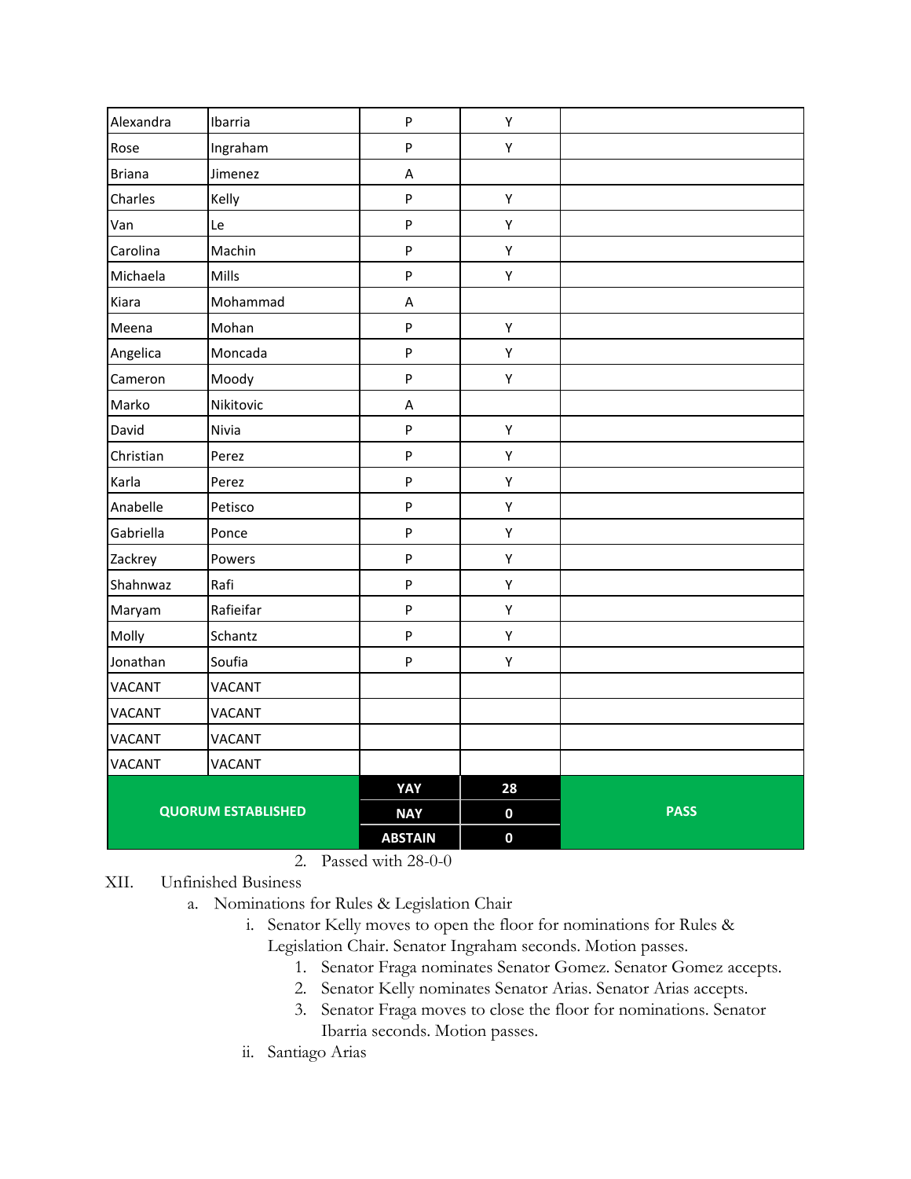| Alexandra | Ibarria | P | Y | |
|---|---|---|---|---|
| Rose | Ingraham | P | Y | |
| Briana | Jimenez | A | | |
| Charles | Kelly | P | Y | |
| Van | Le | P | Y | |
| Carolina | Machin | P | Y | |
| Michaela | Mills | P | Y | |
| Kiara | Mohammad | A | | |
| Meena | Mohan | P | Y | |
| Angelica | Moncada | P | Y | |
| Cameron | Moody | P | Y | |
| Marko | Nikitovic | A | | |
| David | Nivia | P | Y | |
| Christian | Perez | P | Y | |
| Karla | Perez | P | Y | |
| Anabelle | Petisco | P | Y | |
| Gabriella | Ponce | P | Y | |
| Zackrey | Powers | P | Y | |
| Shahnwaz | Rafi | P | Y | |
| Maryam | Rafieifar | P | Y | |
| Molly | Schantz | P | Y | |
| Jonathan | Soufia | P | Y | |
| VACANT | VACANT | | | |
| VACANT | VACANT | | | |
| VACANT | VACANT | | | |
| VACANT | VACANT | | | |
| **QUORUM ESTABLISHED** | | **YAY** | **28** | **PASS** |
| | | **NAY** | **0** | |
| | | **ABSTAIN** | **0** | |

2. Passed with 28-0-0

XII. Unfinished Business

a. Nominations for Rules & Legislation Chair

i. Senator Kelly moves to open the floor for nominations for Rules & Legislation Chair. Senator Ingraham seconds. Motion passes.

1. Senator Fraga nominates Senator Gomez. Senator Gomez accepts.
2. Senator Kelly nominates Senator Arias. Senator Arias accepts.
3. Senator Fraga moves to close the floor for nominations. Senator Ibarria seconds. Motion passes.

ii. Santiago Arias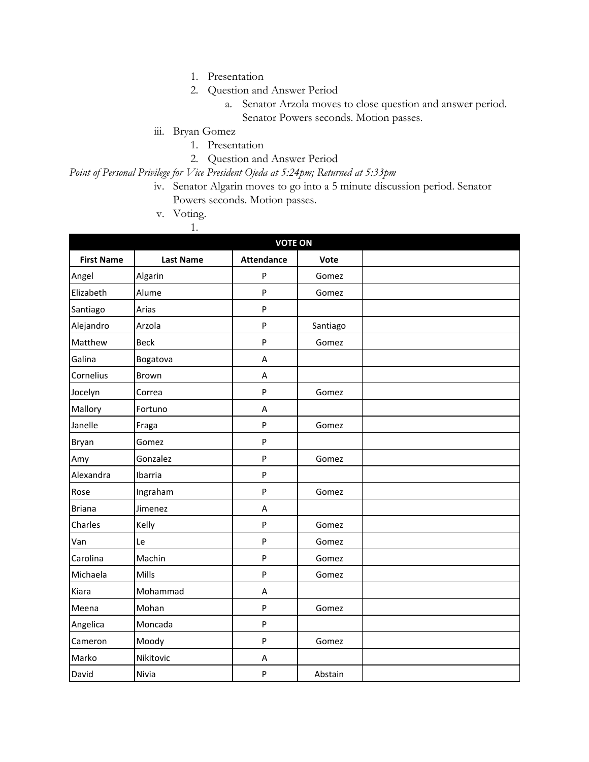1. Presentation
2. Question and Answer Period
   a. Senator Arzola moves to close question and answer period. Senator Powers seconds. Motion passes.

iii. Bryan Gomez
   1. Presentation
   2. Question and Answer Period

*Point of Personal Privilege for Vice President Ojeda at 5:24pm; Returned at 5:33pm*

iv. Senator Algarin moves to go into a 5 minute discussion period. Senator Powers seconds. Motion passes.

v. Voting.
   1.

| VOTE ON | | | | |
|---|---|---|---|---|
| **First Name** | **Last Name** | **Attendance** | **Vote** | |
| Angel | Algarin | P | Gomez | |
| Elizabeth | Alume | P | Gomez | |
| Santiago | Arias | P | | |
| Alejandro | Arzola | P | Santiago | |
| Matthew | Beck | P | Gomez | |
| Galina | Bogatova | A | | |
| Cornelius | Brown | A | | |
| Jocelyn | Correa | P | Gomez | |
| Mallory | Fortuno | A | | |
| Janelle | Fraga | P | Gomez | |
| Bryan | Gomez | P | | |
| Amy | Gonzalez | P | Gomez | |
| Alexandra | Ibarria | P | | |
| Rose | Ingraham | P | Gomez | |
| Briana | Jimenez | A | | |
| Charles | Kelly | P | Gomez | |
| Van | Le | P | Gomez | |
| Carolina | Machin | P | Gomez | |
| Michaela | Mills | P | Gomez | |
| Kiara | Mohammad | A | | |
| Meena | Mohan | P | Gomez | |
| Angelica | Moncada | P | | |
| Cameron | Moody | P | Gomez | |
| Marko | Nikitovic | A | | |
| David | Nivia | P | Abstain | |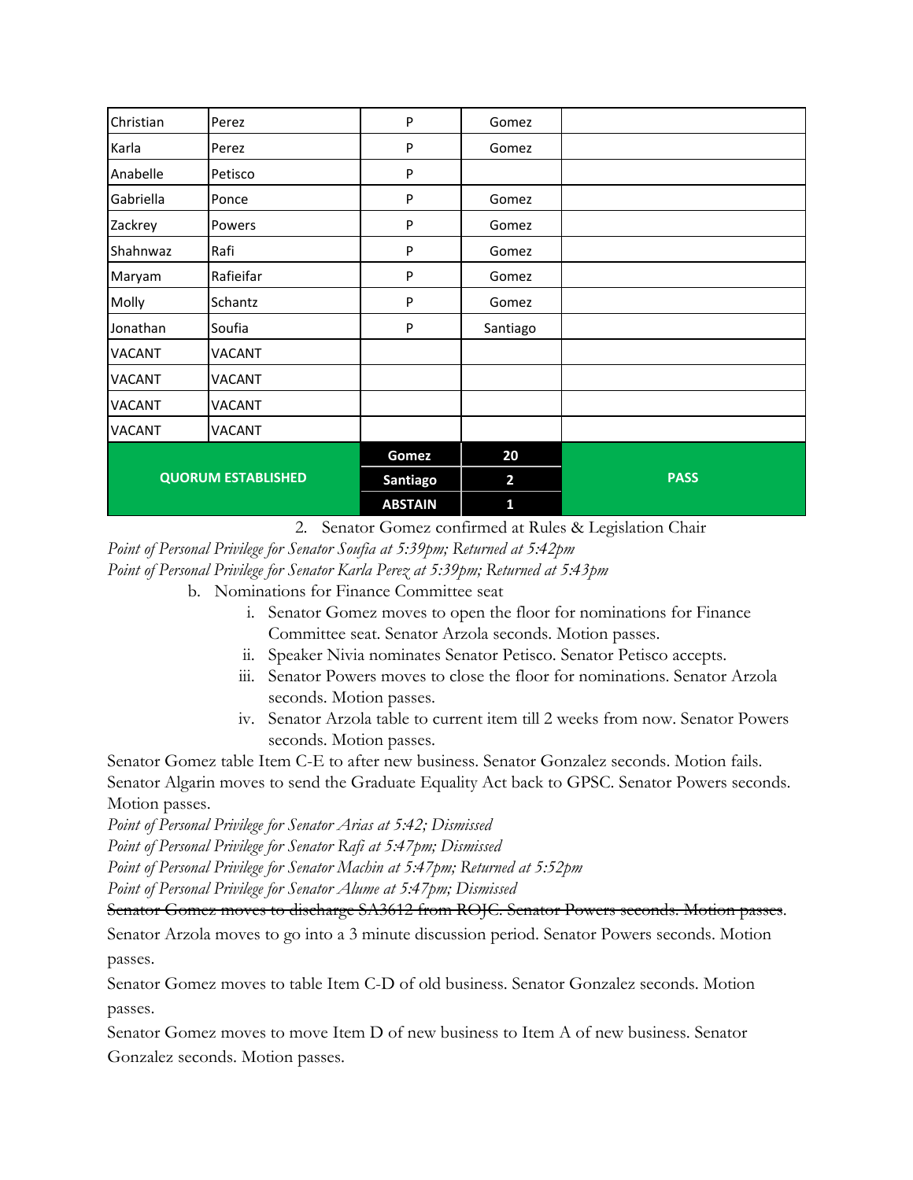| | | | | |
|---|---|---|---|---|
| Christian | Perez | P | Gomez | |
| Karla | Perez | P | Gomez | |
| Anabelle | Petisco | P | | |
| Gabriella | Ponce | P | Gomez | |
| Zackrey | Powers | P | Gomez | |
| Shahnwaz | Rafi | P | Gomez | |
| Maryam | Rafieifar | P | Gomez | |
| Molly | Schantz | P | Gomez | |
| Jonathan | Soufia | P | Santiago | |
| VACANT | VACANT | | | |
| VACANT | VACANT | | | |
| VACANT | VACANT | | | |
| VACANT | VACANT | | | |
| **QUORUM ESTABLISHED** | | **Gomez** | **20** | **PASS** |
| | | **Santiago** | **2** | |
| | | **ABSTAIN** | **1** | |

2. Senator Gomez confirmed at Rules & Legislation Chair

*Point of Personal Privilege for Senator Soufia at 5:39pm; Returned at 5:42pm*

*Point of Personal Privilege for Senator Karla Perez at 5:39pm; Returned at 5:43pm*

b. Nominations for Finance Committee seat
   i. Senator Gomez moves to open the floor for nominations for Finance Committee seat. Senator Arzola seconds. Motion passes.
   ii. Speaker Nivia nominates Senator Petisco. Senator Petisco accepts.
   iii. Senator Powers moves to close the floor for nominations. Senator Arzola seconds. Motion passes.
   iv. Senator Arzola table to current item till 2 weeks from now. Senator Powers seconds. Motion passes.

Senator Gomez table Item C-E to after new business. Senator Gonzalez seconds. Motion fails.

Senator Algarin moves to send the Graduate Equality Act back to GPSC. Senator Powers seconds. Motion passes.

*Point of Personal Privilege for Senator Arias at 5:42; Dismissed*

*Point of Personal Privilege for Senator Rafi at 5:47pm; Dismissed*

*Point of Personal Privilege for Senator Machin at 5:47pm; Returned at 5:52pm*

*Point of Personal Privilege for Senator Alume at 5:47pm; Dismissed*

~~Senator Gomez moves to discharge SA3612 from ROJC. Senator Powers seconds. Motion passes~~.

Senator Arzola moves to go into a 3 minute discussion period. Senator Powers seconds. Motion passes.

Senator Gomez moves to table Item C-D of old business. Senator Gonzalez seconds. Motion passes.

Senator Gomez moves to move Item D of new business to Item A of new business. Senator Gonzalez seconds. Motion passes.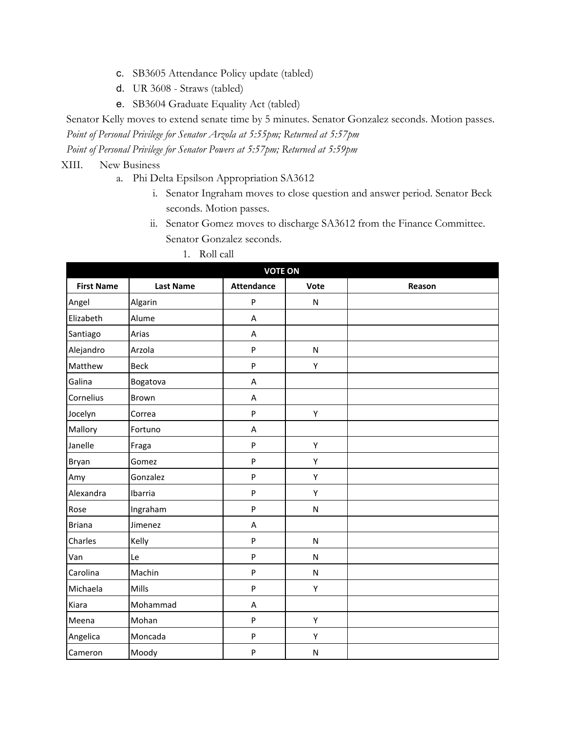c. SB3605 Attendance Policy update (tabled)
d. UR 3608 - Straws (tabled)
e. SB3604 Graduate Equality Act (tabled)

Senator Kelly moves to extend senate time by 5 minutes. Senator Gonzalez seconds. Motion passes.

*Point of Personal Privilege for Senator Arzola at 5:55pm; Returned at 5:57pm*

*Point of Personal Privilege for Senator Powers at 5:57pm; Returned at 5:59pm*

XIII. New Business

a. Phi Delta Epsilson Appropriation SA3612

i. Senator Ingraham moves to close question and answer period. Senator Beck seconds. Motion passes.

ii. Senator Gomez moves to discharge SA3612 from the Finance Committee. Senator Gonzalez seconds.

1. Roll call

| VOTE ON | | | | |
|---|---|---|---|---|
| **First Name** | **Last Name** | **Attendance** | **Vote** | **Reason** |
| Angel | Algarin | P | N | |
| Elizabeth | Alume | A | | |
| Santiago | Arias | A | | |
| Alejandro | Arzola | P | N | |
| Matthew | Beck | P | Y | |
| Galina | Bogatova | A | | |
| Cornelius | Brown | A | | |
| Jocelyn | Correa | P | Y | |
| Mallory | Fortuno | A | | |
| Janelle | Fraga | P | Y | |
| Bryan | Gomez | P | Y | |
| Amy | Gonzalez | P | Y | |
| Alexandra | Ibarria | P | Y | |
| Rose | Ingraham | P | N | |
| Briana | Jimenez | A | | |
| Charles | Kelly | P | N | |
| Van | Le | P | N | |
| Carolina | Machin | P | N | |
| Michaela | Mills | P | Y | |
| Kiara | Mohammad | A | | |
| Meena | Mohan | P | Y | |
| Angelica | Moncada | P | Y | |
| Cameron | Moody | P | N | |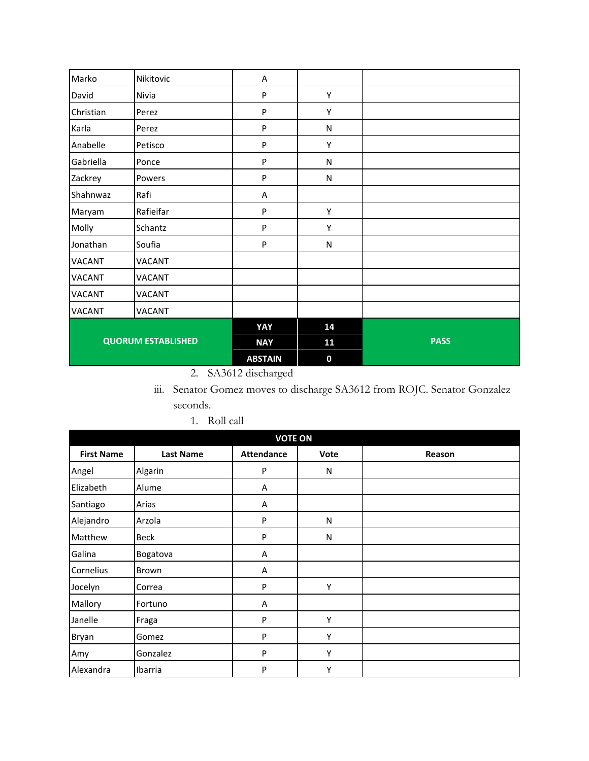| | | | | |
|---|---|---|---|---|
| Marko | Nikitovic | A | | |
| David | Nivia | P | Y | |
| Christian | Perez | P | Y | |
| Karla | Perez | P | N | |
| Anabelle | Petisco | P | Y | |
| Gabriella | Ponce | P | N | |
| Zackrey | Powers | P | N | |
| Shahnwaz | Rafi | A | | |
| Maryam | Rafieifar | P | Y | |
| Molly | Schantz | P | Y | |
| Jonathan | Soufia | P | N | |
| VACANT | VACANT | | | |
| VACANT | VACANT | | | |
| VACANT | VACANT | | | |
| VACANT | VACANT | | | |
| **QUORUM ESTABLISHED** | | **YAY** | **14** | **PASS** |
| | | **NAY** | **11** | |
| | | **ABSTAIN** | **0** | |

2. SA3612 discharged

iii. Senator Gomez moves to discharge SA3612 from ROJC. Senator Gonzalez seconds.

1. Roll call

| **VOTE ON** | | | | |
|---|---|---|---|---|
| **First Name** | **Last Name** | **Attendance** | **Vote** | **Reason** |
| Angel | Algarin | P | N | |
| Elizabeth | Alume | A | | |
| Santiago | Arias | A | | |
| Alejandro | Arzola | P | N | |
| Matthew | Beck | P | N | |
| Galina | Bogatova | A | | |
| Cornelius | Brown | A | | |
| Jocelyn | Correa | P | Y | |
| Mallory | Fortuno | A | | |
| Janelle | Fraga | P | Y | |
| Bryan | Gomez | P | Y | |
| Amy | Gonzalez | P | Y | |
| Alexandra | Ibarria | P | Y | |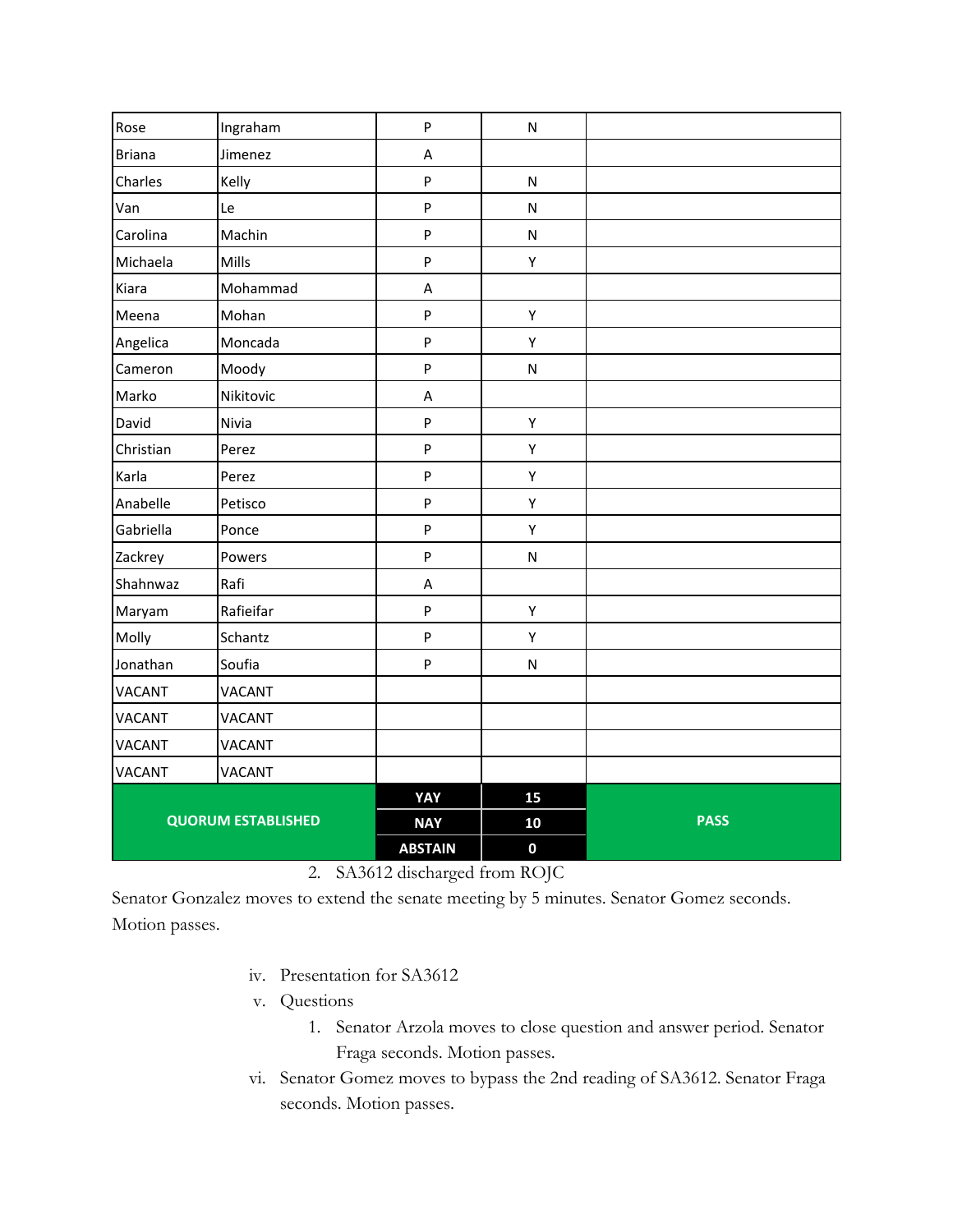| | | | | |
|---|---|---|---|---|
| Rose | Ingraham | P | N | |
| Briana | Jimenez | A | | |
| Charles | Kelly | P | N | |
| Van | Le | P | N | |
| Carolina | Machin | P | N | |
| Michaela | Mills | P | Y | |
| Kiara | Mohammad | A | | |
| Meena | Mohan | P | Y | |
| Angelica | Moncada | P | Y | |
| Cameron | Moody | P | N | |
| Marko | Nikitovic | A | | |
| David | Nivia | P | Y | |
| Christian | Perez | P | Y | |
| Karla | Perez | P | Y | |
| Anabelle | Petisco | P | Y | |
| Gabriella | Ponce | P | Y | |
| Zackrey | Powers | P | N | |
| Shahnwaz | Rafi | A | | |
| Maryam | Rafieifar | P | Y | |
| Molly | Schantz | P | Y | |
| Jonathan | Soufia | P | N | |
| VACANT | VACANT | | | |
| VACANT | VACANT | | | |
| VACANT | VACANT | | | |
| VACANT | VACANT | | | |
| **QUORUM ESTABLISHED** | | **YAY** | **15** | **PASS** |
| | | **NAY** | **10** | |
| | | **ABSTAIN** | **0** | |

2. SA3612 discharged from ROJC

Senator Gonzalez moves to extend the senate meeting by 5 minutes. Senator Gomez seconds. Motion passes.

iv. Presentation for SA3612

v. Questions

1. Senator Arzola moves to close question and answer period. Senator Fraga seconds. Motion passes.

vi. Senator Gomez moves to bypass the 2nd reading of SA3612. Senator Fraga seconds. Motion passes.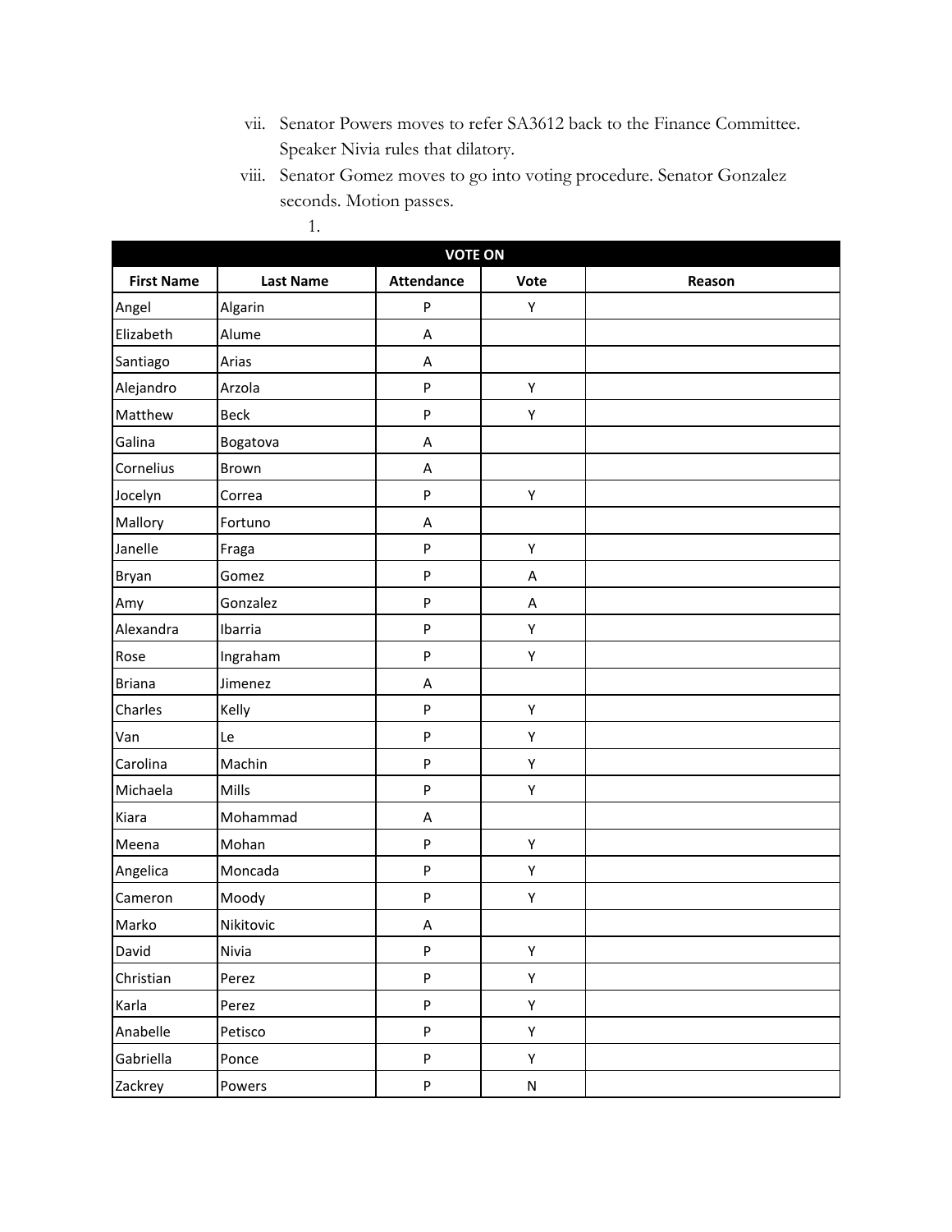vii. Senator Powers moves to refer SA3612 back to the Finance Committee. Speaker Nivia rules that dilatory.

viii. Senator Gomez moves to go into voting procedure. Senator Gonzalez seconds. Motion passes.

1.

| VOTE ON | | | | |
|---|---|---|---|---|
| **First Name** | **Last Name** | **Attendance** | **Vote** | **Reason** |
| Angel | Algarin | P | Y | |
| Elizabeth | Alume | A | | |
| Santiago | Arias | A | | |
| Alejandro | Arzola | P | Y | |
| Matthew | Beck | P | Y | |
| Galina | Bogatova | A | | |
| Cornelius | Brown | A | | |
| Jocelyn | Correa | P | Y | |
| Mallory | Fortuno | A | | |
| Janelle | Fraga | P | Y | |
| Bryan | Gomez | P | A | |
| Amy | Gonzalez | P | A | |
| Alexandra | Ibarria | P | Y | |
| Rose | Ingraham | P | Y | |
| Briana | Jimenez | A | | |
| Charles | Kelly | P | Y | |
| Van | Le | P | Y | |
| Carolina | Machin | P | Y | |
| Michaela | Mills | P | Y | |
| Kiara | Mohammad | A | | |
| Meena | Mohan | P | Y | |
| Angelica | Moncada | P | Y | |
| Cameron | Moody | P | Y | |
| Marko | Nikitovic | A | | |
| David | Nivia | P | Y | |
| Christian | Perez | P | Y | |
| Karla | Perez | P | Y | |
| Anabelle | Petisco | P | Y | |
| Gabriella | Ponce | P | Y | |
| Zackrey | Powers | P | N | |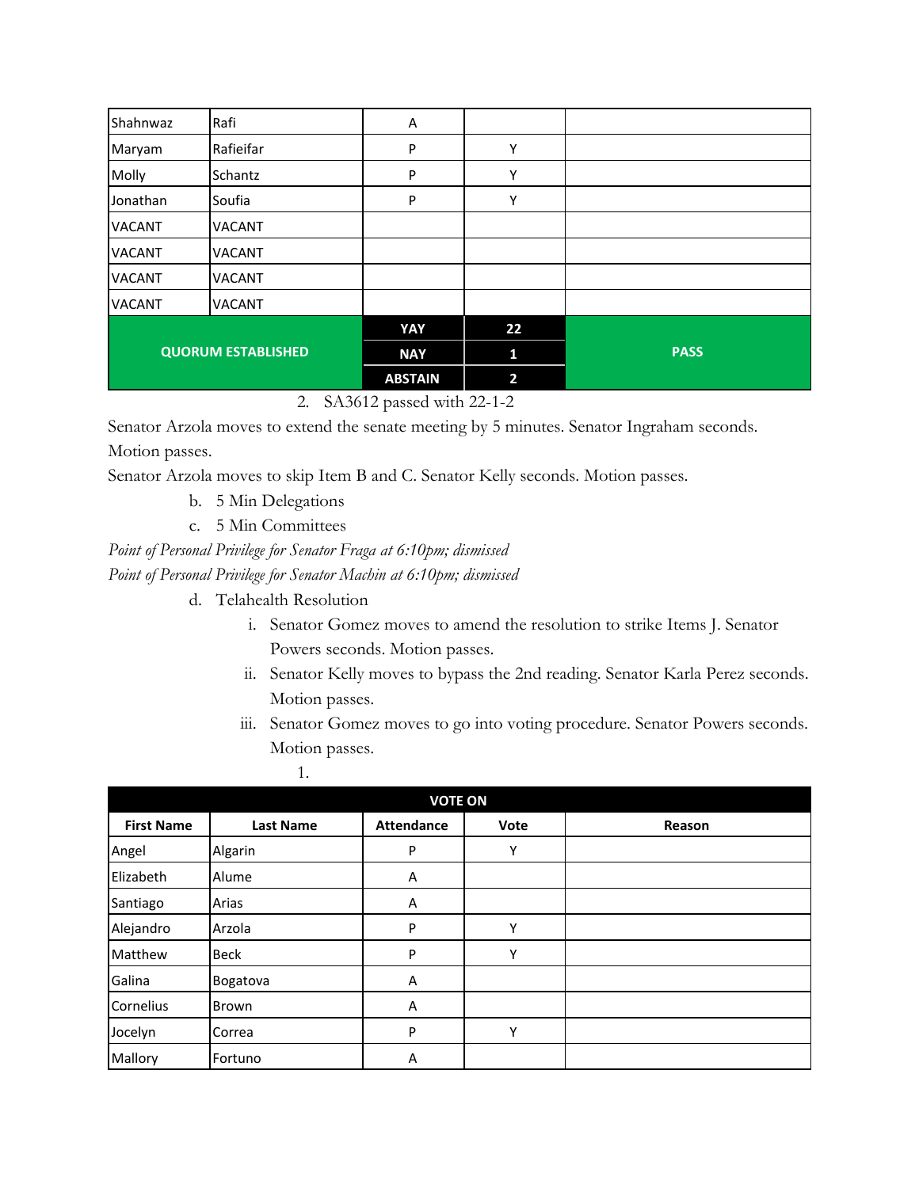| | | | | |
|---|---|---|---|---|
| Shahnwaz | Rafi | A | | |
| Maryam | Rafieifar | P | Y | |
| Molly | Schantz | P | Y | |
| Jonathan | Soufia | P | Y | |
| VACANT | VACANT | | | |
| VACANT | VACANT | | | |
| VACANT | VACANT | | | |
| VACANT | VACANT | | | |
| **QUORUM ESTABLISHED** | | **YAY** | **22** | **PASS** |
| | | **NAY** | **1** | |
| | | **ABSTAIN** | **2** | |

2. SA3612 passed with 22-1-2

Senator Arzola moves to extend the senate meeting by 5 minutes. Senator Ingraham seconds. Motion passes.

Senator Arzola moves to skip Item B and C. Senator Kelly seconds. Motion passes.

b. 5 Min Delegations

c. 5 Min Committees

*Point of Personal Privilege for Senator Fraga at 6:10pm; dismissed*

*Point of Personal Privilege for Senator Machin at 6:10pm; dismissed*

d. Telahealth Resolution

i. Senator Gomez moves to amend the resolution to strike Items J. Senator Powers seconds. Motion passes.

ii. Senator Kelly moves to bypass the 2nd reading. Senator Karla Perez seconds. Motion passes.

iii. Senator Gomez moves to go into voting procedure. Senator Powers seconds. Motion passes.

1.

| VOTE ON | | | | |
|---|---|---|---|---|
| **First Name** | **Last Name** | **Attendance** | **Vote** | **Reason** |
| Angel | Algarin | P | Y | |
| Elizabeth | Alume | A | | |
| Santiago | Arias | A | | |
| Alejandro | Arzola | P | Y | |
| Matthew | Beck | P | Y | |
| Galina | Bogatova | A | | |
| Cornelius | Brown | A | | |
| Jocelyn | Correa | P | Y | |
| Mallory | Fortuno | A | | |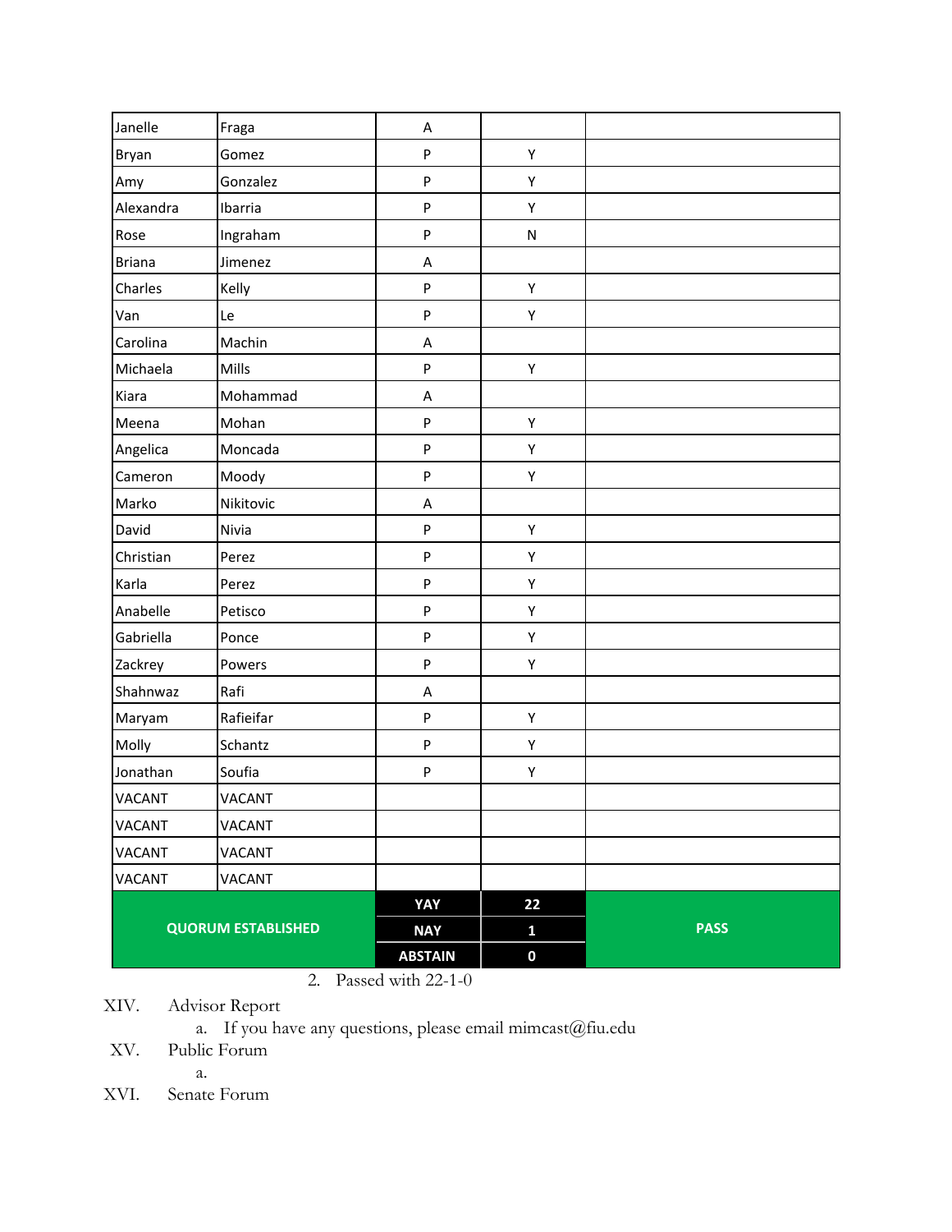| Janelle | Fraga | A | | |
|---|---|---|---|---|
| Bryan | Gomez | P | Y | |
| Amy | Gonzalez | P | Y | |
| Alexandra | Ibarria | P | Y | |
| Rose | Ingraham | P | N | |
| Briana | Jimenez | A | | |
| Charles | Kelly | P | Y | |
| Van | Le | P | Y | |
| Carolina | Machin | A | | |
| Michaela | Mills | P | Y | |
| Kiara | Mohammad | A | | |
| Meena | Mohan | P | Y | |
| Angelica | Moncada | P | Y | |
| Cameron | Moody | P | Y | |
| Marko | Nikitovic | A | | |
| David | Nivia | P | Y | |
| Christian | Perez | P | Y | |
| Karla | Perez | P | Y | |
| Anabelle | Petisco | P | Y | |
| Gabriella | Ponce | P | Y | |
| Zackrey | Powers | P | Y | |
| Shahnwaz | Rafi | A | | |
| Maryam | Rafieifar | P | Y | |
| Molly | Schantz | P | Y | |
| Jonathan | Soufia | P | Y | |
| VACANT | VACANT | | | |
| VACANT | VACANT | | | |
| VACANT | VACANT | | | |
| VACANT | VACANT | | | |
| **QUORUM ESTABLISHED** | | **YAY** | **22** | **PASS** |
| | | **NAY** | **1** | |
| | | **ABSTAIN** | **0** | |

2. Passed with 22-1-0

XIV. Advisor Report

a. If you have any questions, please email mimcast@fiu.edu

XV. Public Forum

a.

XVI. Senate Forum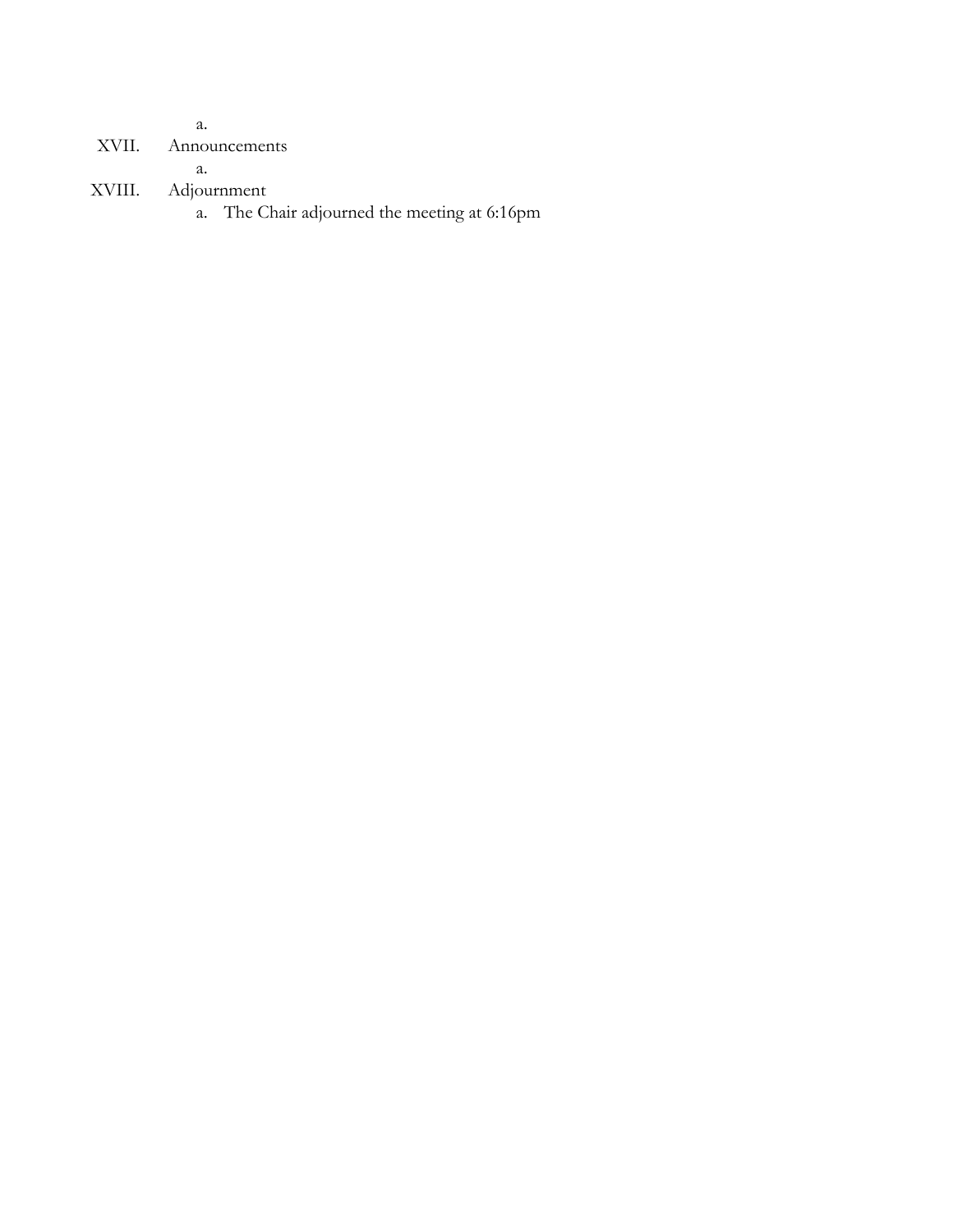a.

XVII. Announcements

a.

XVIII. Adjournment

a. The Chair adjourned the meeting at 6:16pm